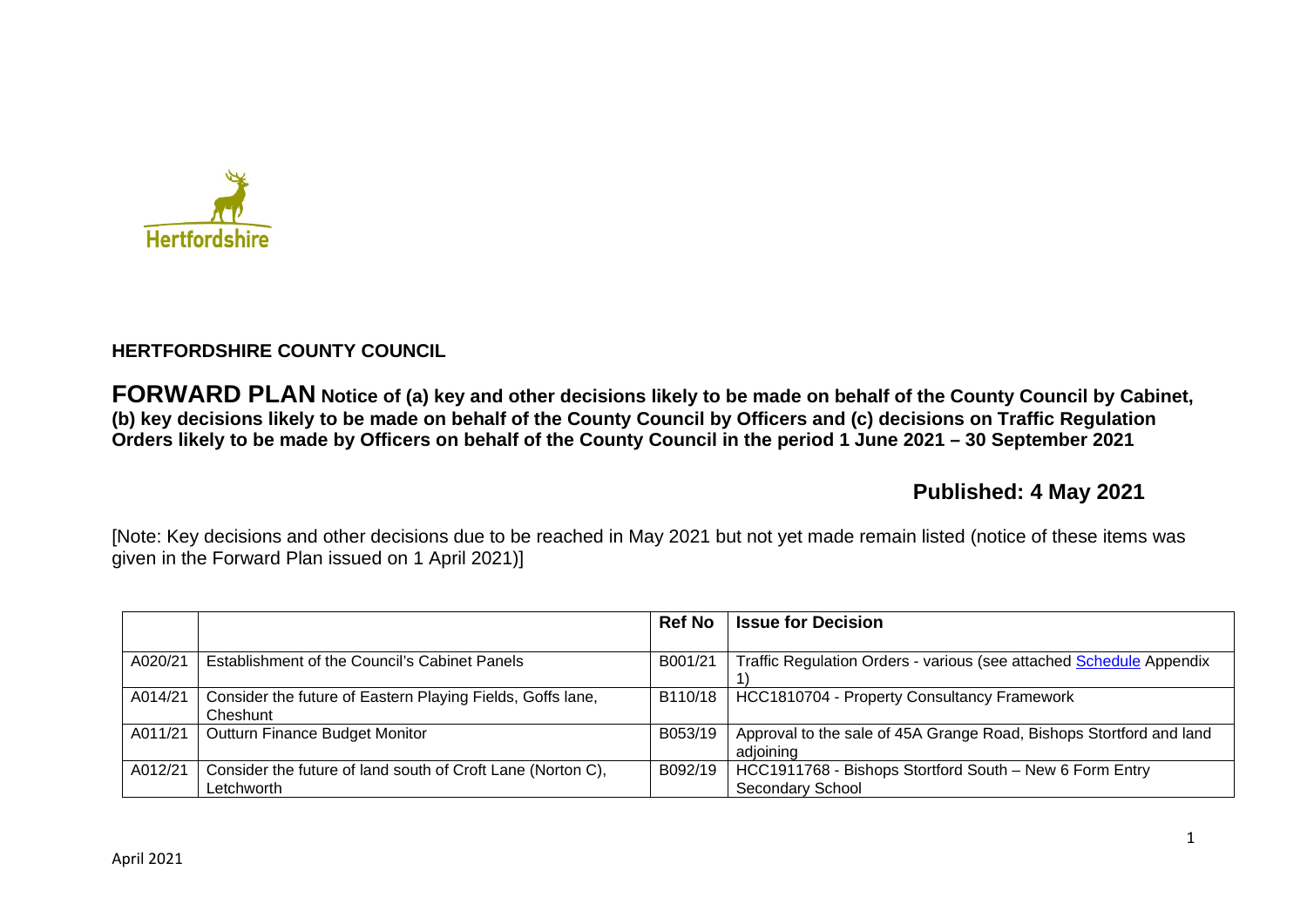**HERTFORDSHIRE COUNTY COUNCIL**

**FORWARD PLAN Notice of (a) key and other decisions likely to be made on behalf of the County Council by Cabinet, (b) key decisions likely to be made on behalf of the County Council by Officers and (c) decisions on Traffic Regulation Orders likely to be made by Officers on behalf of the County Council in the period 1 June 2021 – 30 September 2021**

**Published: 4 May 2021**

[Note: Key decisions and other decisions due to be reached in May 2021 but not yet made remain listed (notice of these items was given in the Forward Plan issued on 1 April 2021)]

| | | Ref No | Issue for Decision |
|---|---|---|---|
| A020/21 | Establishment of the Council's Cabinet Panels | B001/21 | Traffic Regulation Orders - various (see attached Schedule Appendix 1) |
| A014/21 | Consider the future of Eastern Playing Fields, Goffs lane, Cheshunt | B110/18 | HCC1810704 - Property Consultancy Framework |
| A011/21 | Outturn Finance Budget Monitor | B053/19 | Approval to the sale of 45A Grange Road, Bishops Stortford and land adjoining |
| A012/21 | Consider the future of land south of Croft Lane (Norton C), Letchworth | B092/19 | HCC1911768 - Bishops Stortford South – New 6 Form Entry Secondary School |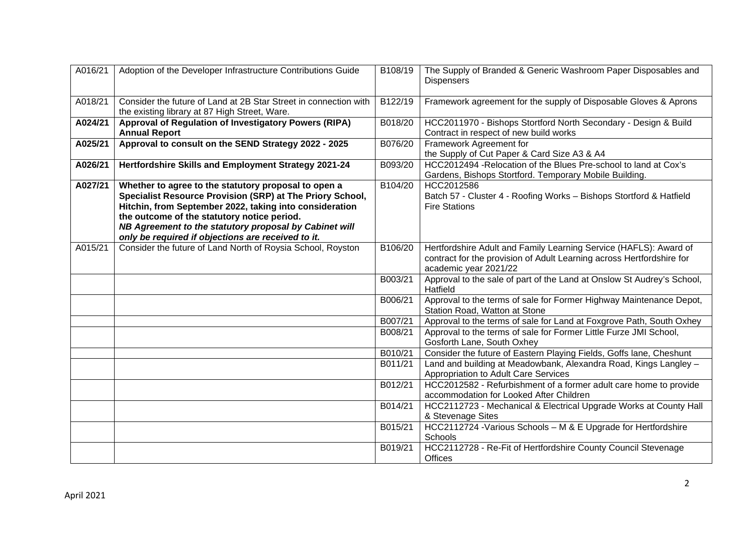| | | | |
|---|---|---|---|
| A016/21 | Adoption of the Developer Infrastructure Contributions Guide | B108/19 | The Supply of Branded & Generic Washroom Paper Disposables and Dispensers |
| A018/21 | Consider the future of Land at 2B Star Street in connection with the existing library at 87 High Street, Ware. | B122/19 | Framework agreement for the supply of Disposable Gloves & Aprons |
| **A024/21** | **Approval of Regulation of Investigatory Powers (RIPA) Annual Report** | B018/20 | HCC2011970 - Bishops Stortford North Secondary - Design & Build Contract in respect of new build works |
| **A025/21** | **Approval to consult on the SEND Strategy 2022 - 2025** | B076/20 | Framework Agreement for the Supply of Cut Paper & Card Size A3 & A4 |
| **A026/21** | **Hertfordshire Skills and Employment Strategy 2021-24** | B093/20 | HCC2012494 -Relocation of the Blues Pre-school to land at Cox's Gardens, Bishops Stortford. Temporary Mobile Building. |
| **A027/21** | **Whether to agree to the statutory proposal to open a Specialist Resource Provision (SRP) at The Priory School, Hitchin, from September 2022, taking into consideration the outcome of the statutory notice period.** ***NB Agreement to the statutory proposal by Cabinet will only be required if objections are received to it.*** | B104/20 | HCC2012586 Batch 57 - Cluster 4 - Roofing Works – Bishops Stortford & Hatfield Fire Stations |
| A015/21 | Consider the future of Land North of Roysia School, Royston | B106/20 | Hertfordshire Adult and Family Learning Service (HAFLS): Award of contract for the provision of Adult Learning across Hertfordshire for academic year 2021/22 |
| | | B003/21 | Approval to the sale of part of the Land at Onslow St Audrey's School, Hatfield |
| | | B006/21 | Approval to the terms of sale for Former Highway Maintenance Depot, Station Road, Watton at Stone |
| | | B007/21 | Approval to the terms of sale for Land at Foxgrove Path, South Oxhey |
| | | B008/21 | Approval to the terms of sale for Former Little Furze JMI School, Gosforth Lane, South Oxhey |
| | | B010/21 | Consider the future of Eastern Playing Fields, Goffs lane, Cheshunt |
| | | B011/21 | Land and building at Meadowbank, Alexandra Road, Kings Langley – Appropriation to Adult Care Services |
| | | B012/21 | HCC2012582 - Refurbishment of a former adult care home to provide accommodation for Looked After Children |
| | | B014/21 | HCC2112723 - Mechanical & Electrical Upgrade Works at County Hall & Stevenage Sites |
| | | B015/21 | HCC2112724 -Various Schools – M & E Upgrade for Hertfordshire Schools |
| | | B019/21 | HCC2112728 - Re-Fit of Hertfordshire County Council Stevenage Offices |

April 2021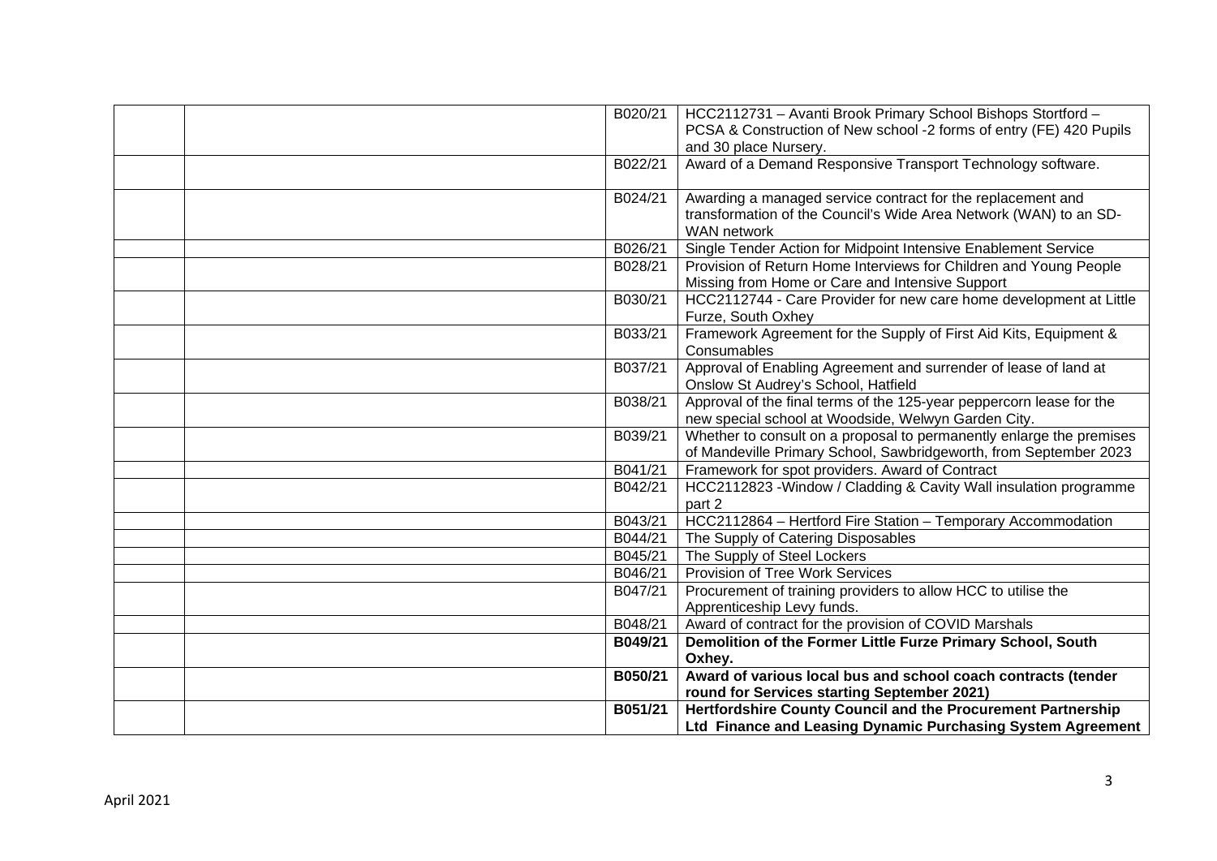| | | | |
|---|---|---|---|
| | | B020/21 | HCC2112731 – Avanti Brook Primary School Bishops Stortford – PCSA & Construction of New school -2 forms of entry (FE) 420 Pupils and 30 place Nursery. |
| | | B022/21 | Award of a Demand Responsive Transport Technology software. |
| | | B024/21 | Awarding a managed service contract for the replacement and transformation of the Council's Wide Area Network (WAN) to an SD-WAN network |
| | | B026/21 | Single Tender Action for Midpoint Intensive Enablement Service |
| | | B028/21 | Provision of Return Home Interviews for Children and Young People Missing from Home or Care and Intensive Support |
| | | B030/21 | HCC2112744 - Care Provider for new care home development at Little Furze, South Oxhey |
| | | B033/21 | Framework Agreement for the Supply of First Aid Kits, Equipment & Consumables |
| | | B037/21 | Approval of Enabling Agreement and surrender of lease of land at Onslow St Audrey's School, Hatfield |
| | | B038/21 | Approval of the final terms of the 125-year peppercorn lease for the new special school at Woodside, Welwyn Garden City. |
| | | B039/21 | Whether to consult on a proposal to permanently enlarge the premises of Mandeville Primary School, Sawbridgeworth, from September 2023 |
| | | B041/21 | Framework for spot providers. Award of Contract |
| | | B042/21 | HCC2112823 -Window / Cladding & Cavity Wall insulation programme part 2 |
| | | B043/21 | HCC2112864 – Hertford Fire Station – Temporary Accommodation |
| | | B044/21 | The Supply of Catering Disposables |
| | | B045/21 | The Supply of Steel Lockers |
| | | B046/21 | Provision of Tree Work Services |
| | | B047/21 | Procurement of training providers to allow HCC to utilise the Apprenticeship Levy funds. |
| | | B048/21 | Award of contract for the provision of COVID Marshals |
| | | **B049/21** | **Demolition of the Former Little Furze Primary School, South Oxhey.** |
| | | **B050/21** | **Award of various local bus and school coach contracts (tender round for Services starting September 2021)** |
| | | **B051/21** | **Hertfordshire County Council and the Procurement Partnership Ltd Finance and Leasing Dynamic Purchasing System Agreement** |

April 2021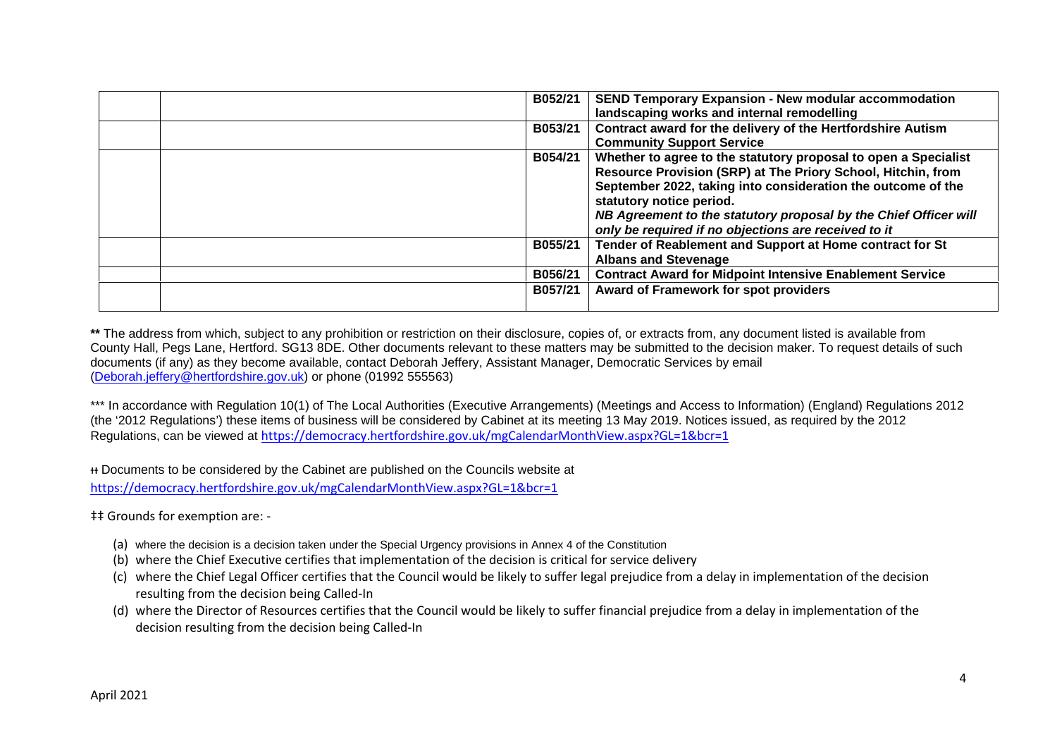| | | | |
|---|---|---|---|
| | | B052/21 | **SEND Temporary Expansion - New modular accommodation landscaping works and internal remodelling** |
| | | B053/21 | **Contract award for the delivery of the Hertfordshire Autism Community Support Service** |
| | | B054/21 | **Whether to agree to the statutory proposal to open a Specialist Resource Provision (SRP) at The Priory School, Hitchin, from September 2022, taking into consideration the outcome of the statutory notice period.** ***NB Agreement to the statutory proposal by the Chief Officer will only be required if no objections are received to it*** |
| | | B055/21 | **Tender of Reablement and Support at Home contract for St Albans and Stevenage** |
| | | B056/21 | **Contract Award for Midpoint Intensive Enablement Service** |
| | | B057/21 | **Award of Framework for spot providers** |

**\*\*** The address from which, subject to any prohibition or restriction on their disclosure, copies of, or extracts from, any document listed is available from County Hall, Pegs Lane, Hertford. SG13 8DE. Other documents relevant to these matters may be submitted to the decision maker. To request details of such documents (if any) as they become available, contact Deborah Jeffery, Assistant Manager, Democratic Services by email (Deborah.jeffery@hertfordshire.gov.uk) or phone (01992 555563)

\*\*\* In accordance with Regulation 10(1) of The Local Authorities (Executive Arrangements) (Meetings and Access to Information) (England) Regulations 2012 (the '2012 Regulations') these items of business will be considered by Cabinet at its meeting 13 May 2019. Notices issued, as required by the 2012 Regulations, can be viewed at https://democracy.hertfordshire.gov.uk/mgCalendarMonthView.aspx?GL=1&bcr=1

ƗƗ Documents to be considered by the Cabinet are published on the Councils website at https://democracy.hertfordshire.gov.uk/mgCalendarMonthView.aspx?GL=1&bcr=1

‡‡ Grounds for exemption are: -

(a) where the decision is a decision taken under the Special Urgency provisions in Annex 4 of the Constitution
(b) where the Chief Executive certifies that implementation of the decision is critical for service delivery
(c) where the Chief Legal Officer certifies that the Council would be likely to suffer legal prejudice from a delay in implementation of the decision resulting from the decision being Called-In
(d) where the Director of Resources certifies that the Council would be likely to suffer financial prejudice from a delay in implementation of the decision resulting from the decision being Called-In

April 2021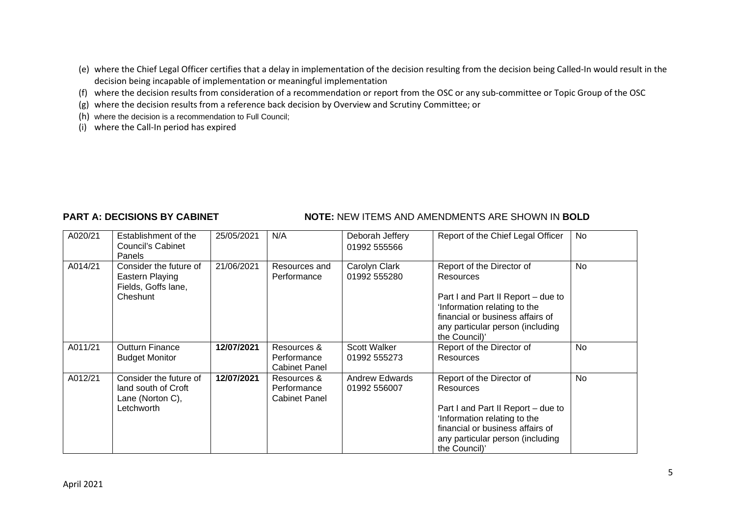(e) where the Chief Legal Officer certifies that a delay in implementation of the decision resulting from the decision being Called-In would result in the decision being incapable of implementation or meaningful implementation

(f) where the decision results from consideration of a recommendation or report from the OSC or any sub-committee or Topic Group of the OSC

(g) where the decision results from a reference back decision by Overview and Scrutiny Committee; or

(h) where the decision is a recommendation to Full Council;

(i) where the Call-In period has expired

**PART A: DECISIONS BY CABINET** **NOTE:** NEW ITEMS AND AMENDMENTS ARE SHOWN IN **BOLD**

| | | | | | | |
|---|---|---|---|---|---|---|
| A020/21 | Establishment of the Council's Cabinet Panels | 25/05/2021 | N/A | Deborah Jeffery 01992 555566 | Report of the Chief Legal Officer | No |
| A014/21 | Consider the future of Eastern Playing Fields, Goffs lane, Cheshunt | 21/06/2021 | Resources and Performance | Carolyn Clark 01992 555280 | Report of the Director of Resources<br><br>Part I and Part II Report – due to 'Information relating to the financial or business affairs of any particular person (including the Council)' | No |
| A011/21 | Outturn Finance Budget Monitor | **12/07/2021** | Resources & Performance Cabinet Panel | Scott Walker 01992 555273 | Report of the Director of Resources | No |
| A012/21 | Consider the future of land south of Croft Lane (Norton C), Letchworth | **12/07/2021** | Resources & Performance Cabinet Panel | Andrew Edwards 01992 556007 | Report of the Director of Resources<br><br>Part I and Part II Report – due to 'Information relating to the financial or business affairs of any particular person (including the Council)' | No |

April 2021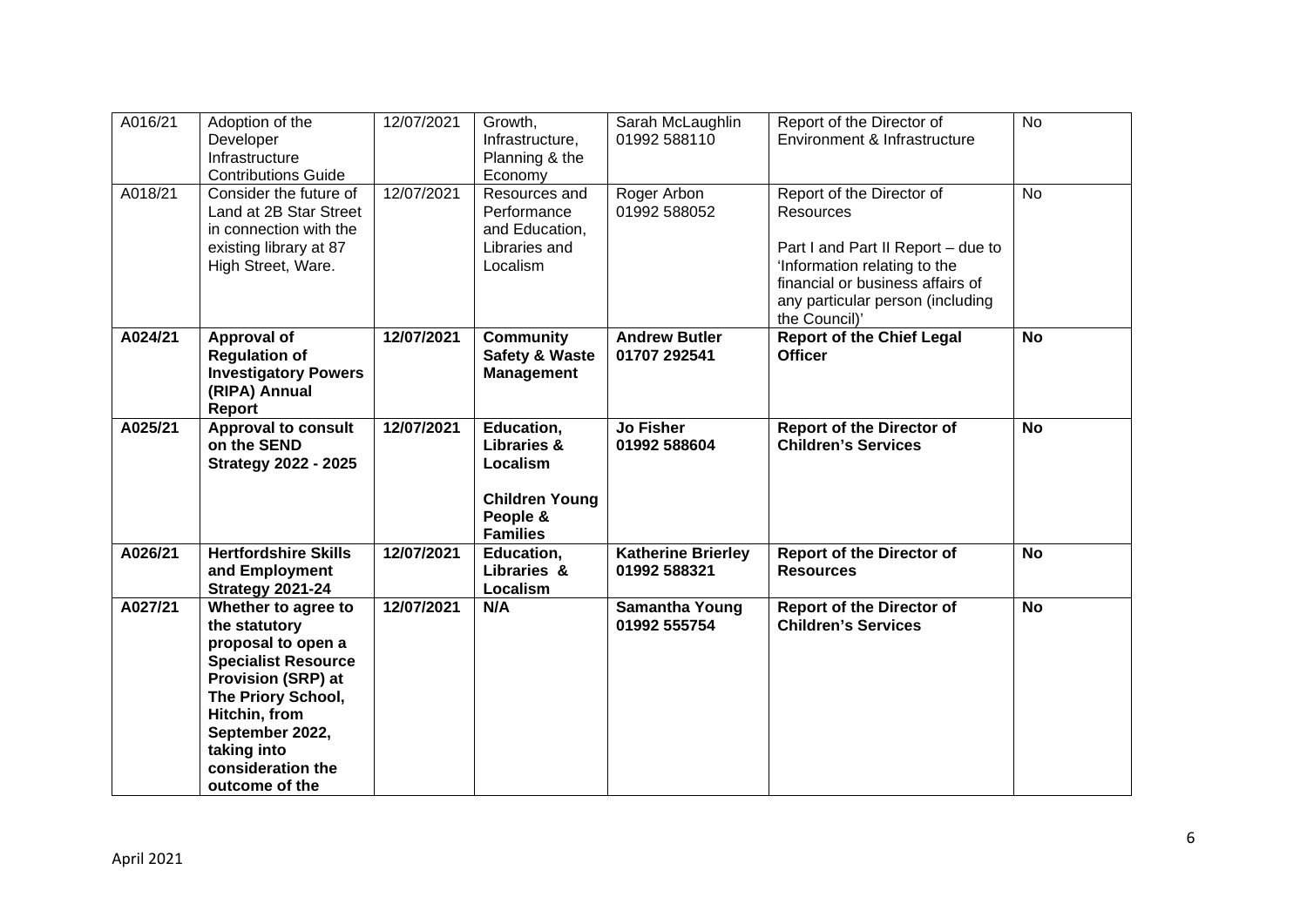| A016/21 | Adoption of the Developer Infrastructure Contributions Guide | 12/07/2021 | Growth, Infrastructure, Planning & the Economy | Sarah McLaughlin 01992 588110 | Report of the Director of Environment & Infrastructure | No |
|---|---|---|---|---|---|---|
| A018/21 | Consider the future of Land at 2B Star Street in connection with the existing library at 87 High Street, Ware. | 12/07/2021 | Resources and Performance and Education, Libraries and Localism | Roger Arbon 01992 588052 | Report of the Director of Resources<br><br>Part I and Part II Report – due to 'Information relating to the financial or business affairs of any particular person (including the Council)' | No |
| **A024/21** | **Approval of Regulation of Investigatory Powers (RIPA) Annual Report** | **12/07/2021** | **Community Safety & Waste Management** | **Andrew Butler 01707 292541** | **Report of the Chief Legal Officer** | **No** |
| **A025/21** | **Approval to consult on the SEND Strategy 2022 - 2025** | **12/07/2021** | **Education, Libraries & Localism**<br><br>**Children Young People & Families** | **Jo Fisher 01992 588604** | **Report of the Director of Children's Services** | **No** |
| **A026/21** | **Hertfordshire Skills and Employment Strategy 2021-24** | **12/07/2021** | **Education, Libraries & Localism** | **Katherine Brierley 01992 588321** | **Report of the Director of Resources** | **No** |
| **A027/21** | **Whether to agree to the statutory proposal to open a Specialist Resource Provision (SRP) at The Priory School, Hitchin, from September 2022, taking into consideration the outcome of the** | **12/07/2021** | **N/A** | **Samantha Young 01992 555754** | **Report of the Director of Children's Services** | **No** |

April 2021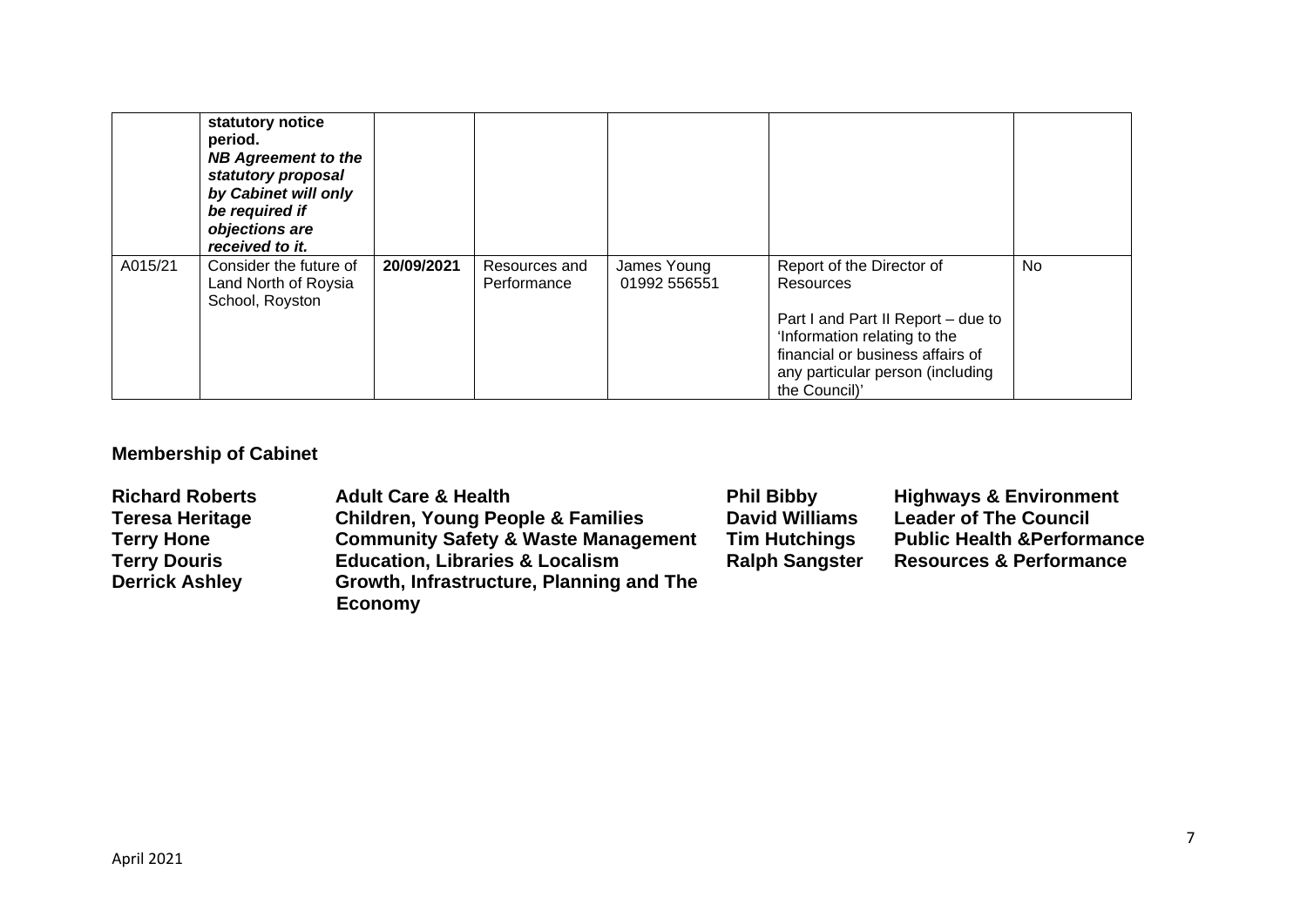|  | **statutory notice period.** ***NB Agreement to the statutory proposal by Cabinet will only be required if objections are received to it.*** |  |  |  |  |  |
|---|---|---|---|---|---|---|
| A015/21 | Consider the future of Land North of Roysia School, Royston | **20/09/2021** | Resources and Performance | James Young 01992 556551 | Report of the Director of Resources<br><br>Part I and Part II Report – due to 'Information relating to the financial or business affairs of any particular person (including the Council)' | No |

**Membership of Cabinet**

| | |
|---|---|
| **Richard Roberts** | **Adult Care & Health** |
| **Teresa Heritage** | **Children, Young People & Families** |
| **Terry Hone** | **Community Safety & Waste Management** |
| **Terry Douris** | **Education, Libraries & Localism** |
| **Derrick Ashley** | **Growth, Infrastructure, Planning and The Economy** |
| **Phil Bibby** | **Highways & Environment** |
| **David Williams** | **Leader of The Council** |
| **Tim Hutchings** | **Public Health &Performance** |
| **Ralph Sangster** | **Resources & Performance** |

April 2021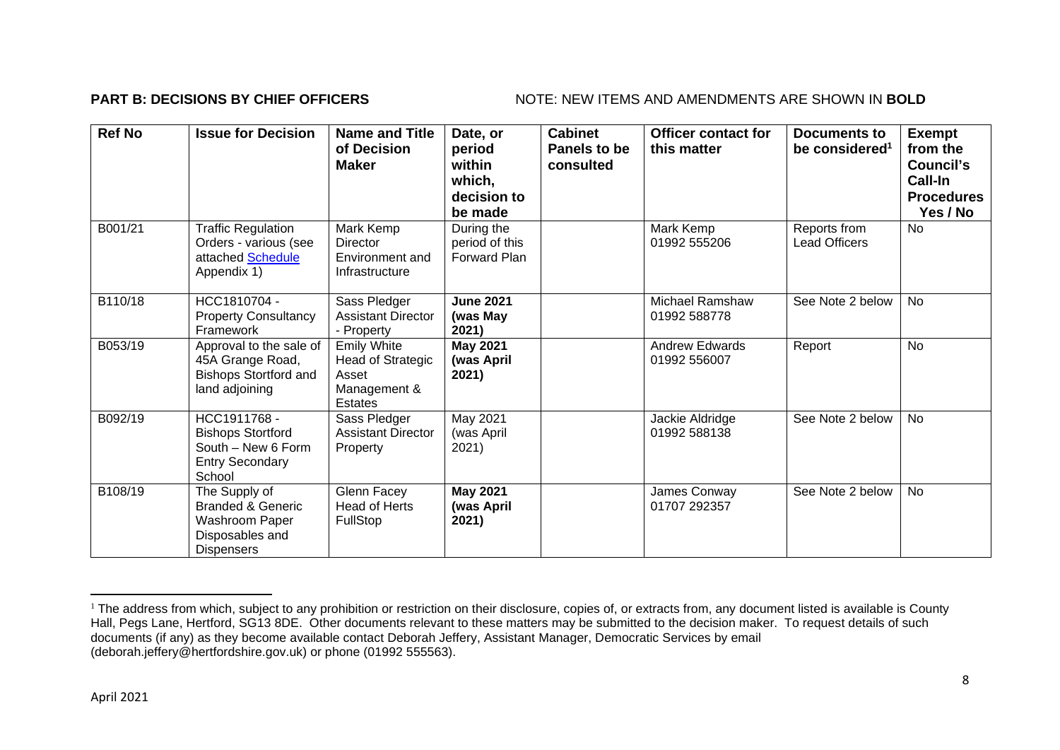**PART B: DECISIONS BY CHIEF OFFICERS** NOTE: NEW ITEMS AND AMENDMENTS ARE SHOWN IN **BOLD**

| Ref No | Issue for Decision | Name and Title of Decision Maker | Date, or period within which, decision to be made | Cabinet Panels to be consulted | Officer contact for this matter | Documents to be considered[1] | Exempt from the Council's Call-In Procedures Yes / No |
|---|---|---|---|---|---|---|---|
| B001/21 | Traffic Regulation Orders - various (see attached Schedule Appendix 1) | Mark Kemp Director Environment and Infrastructure | During the period of this Forward Plan | | Mark Kemp 01992 555206 | Reports from Lead Officers | No |
| B110/18 | HCC1810704 - Property Consultancy Framework | Sass Pledger Assistant Director - Property | **June 2021 (was May 2021)** | | Michael Ramshaw 01992 588778 | See Note 2 below | No |
| B053/19 | Approval to the sale of 45A Grange Road, Bishops Stortford and land adjoining | Emily White Head of Strategic Asset Management & Estates | **May 2021 (was April 2021)** | | Andrew Edwards 01992 556007 | Report | No |
| B092/19 | HCC1911768 - Bishops Stortford South – New 6 Form Entry Secondary School | Sass Pledger Assistant Director Property | May 2021 (was April 2021) | | Jackie Aldridge 01992 588138 | See Note 2 below | No |
| B108/19 | The Supply of Branded & Generic Washroom Paper Disposables and Dispensers | Glenn Facey Head of Herts FullStop | **May 2021 (was April 2021)** | | James Conway 01707 292357 | See Note 2 below | No |

[1] The address from which, subject to any prohibition or restriction on their disclosure, copies of, or extracts from, any document listed is available is County Hall, Pegs Lane, Hertford, SG13 8DE. Other documents relevant to these matters may be submitted to the decision maker. To request details of such documents (if any) as they become available contact Deborah Jeffery, Assistant Manager, Democratic Services by email (deborah.jeffery@hertfordshire.gov.uk) or phone (01992 555563).

April 2021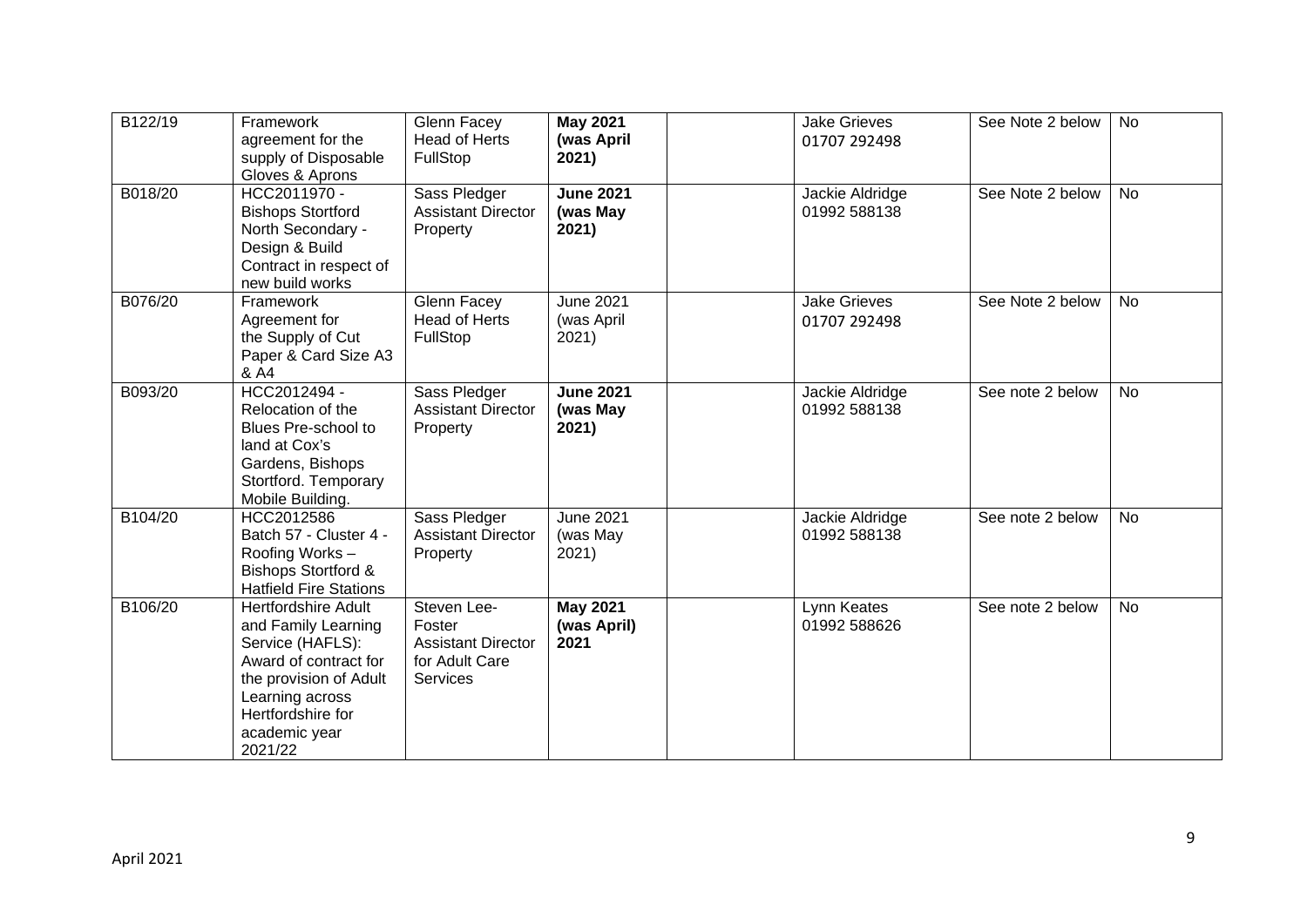| B122/19 | Framework agreement for the supply of Disposable Gloves & Aprons | Glenn Facey Head of Herts FullStop | **May 2021 (was April 2021)** | | Jake Grieves 01707 292498 | See Note 2 below | No |
|---|---|---|---|---|---|---|---|
| B018/20 | HCC2011970 - Bishops Stortford North Secondary - Design & Build Contract in respect of new build works | Sass Pledger Assistant Director Property | **June 2021 (was May 2021)** | | Jackie Aldridge 01992 588138 | See Note 2 below | No |
| B076/20 | Framework Agreement for the Supply of Cut Paper & Card Size A3 & A4 | Glenn Facey Head of Herts FullStop | June 2021 (was April 2021) | | Jake Grieves 01707 292498 | See Note 2 below | No |
| B093/20 | HCC2012494 - Relocation of the Blues Pre-school to land at Cox's Gardens, Bishops Stortford. Temporary Mobile Building. | Sass Pledger Assistant Director Property | **June 2021 (was May 2021)** | | Jackie Aldridge 01992 588138 | See note 2 below | No |
| B104/20 | HCC2012586 Batch 57 - Cluster 4 - Roofing Works – Bishops Stortford & Hatfield Fire Stations | Sass Pledger Assistant Director Property | June 2021 (was May 2021) | | Jackie Aldridge 01992 588138 | See note 2 below | No |
| B106/20 | Hertfordshire Adult and Family Learning Service (HAFLS): Award of contract for the provision of Adult Learning across Hertfordshire for academic year 2021/22 | Steven Lee-Foster Assistant Director for Adult Care Services | **May 2021 (was April) 2021** | | Lynn Keates 01992 588626 | See note 2 below | No |

April 2021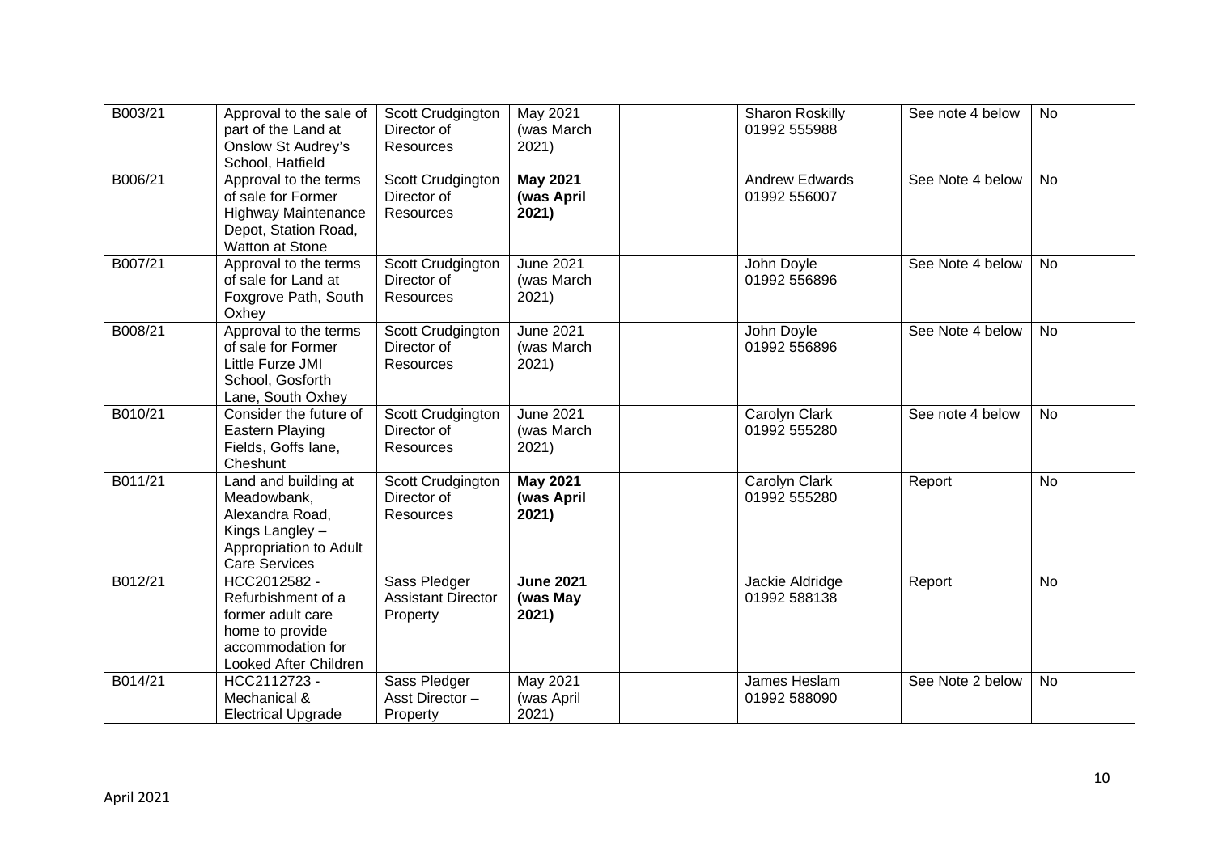| B003/21 | Approval to the sale of part of the Land at Onslow St Audrey's School, Hatfield | Scott Crudgington Director of Resources | May 2021 (was March 2021) | | Sharon Roskilly 01992 555988 | See note 4 below | No |
|---|---|---|---|---|---|---|---|
| B006/21 | Approval to the terms of sale for Former Highway Maintenance Depot, Station Road, Watton at Stone | Scott Crudgington Director of Resources | **May 2021 (was April 2021)** | | Andrew Edwards 01992 556007 | See Note 4 below | No |
| B007/21 | Approval to the terms of sale for Land at Foxgrove Path, South Oxhey | Scott Crudgington Director of Resources | June 2021 (was March 2021) | | John Doyle 01992 556896 | See Note 4 below | No |
| B008/21 | Approval to the terms of sale for Former Little Furze JMI School, Gosforth Lane, South Oxhey | Scott Crudgington Director of Resources | June 2021 (was March 2021) | | John Doyle 01992 556896 | See Note 4 below | No |
| B010/21 | Consider the future of Eastern Playing Fields, Goffs lane, Cheshunt | Scott Crudgington Director of Resources | June 2021 (was March 2021) | | Carolyn Clark 01992 555280 | See note 4 below | No |
| B011/21 | Land and building at Meadowbank, Alexandra Road, Kings Langley – Appropriation to Adult Care Services | Scott Crudgington Director of Resources | **May 2021 (was April 2021)** | | Carolyn Clark 01992 555280 | Report | No |
| B012/21 | HCC2012582 - Refurbishment of a former adult care home to provide accommodation for Looked After Children | Sass Pledger Assistant Director Property | **June 2021 (was May 2021)** | | Jackie Aldridge 01992 588138 | Report | No |
| B014/21 | HCC2112723 - Mechanical & Electrical Upgrade | Sass Pledger Asst Director – Property | May 2021 (was April 2021) | | James Heslam 01992 588090 | See Note 2 below | No |

April 2021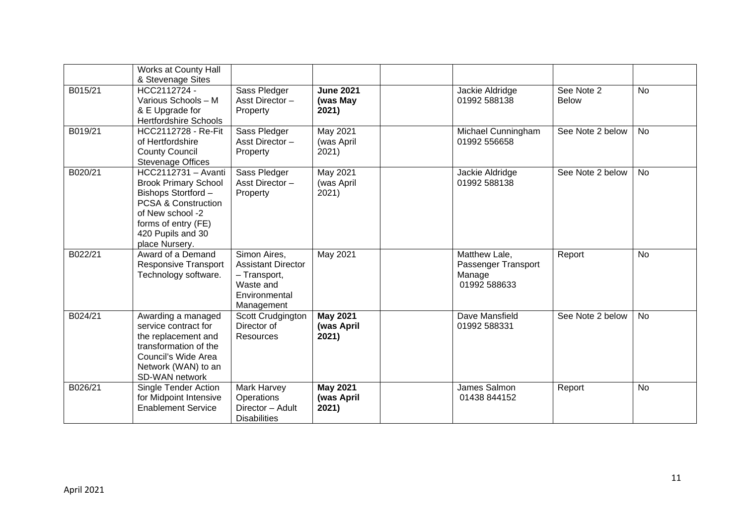| | | | | | | | |
|---|---|---|---|---|---|---|---|
| | Works at County Hall & Stevenage Sites | | | | | | |
| B015/21 | HCC2112724 - Various Schools – M & E Upgrade for Hertfordshire Schools | Sass Pledger Asst Director – Property | **June 2021 (was May 2021)** | | Jackie Aldridge 01992 588138 | See Note 2 Below | No |
| B019/21 | HCC2112728 - Re-Fit of Hertfordshire County Council Stevenage Offices | Sass Pledger Asst Director – Property | May 2021 (was April 2021) | | Michael Cunningham 01992 556658 | See Note 2 below | No |
| B020/21 | HCC2112731 – Avanti Brook Primary School Bishops Stortford – PCSA & Construction of New school -2 forms of entry (FE) 420 Pupils and 30 place Nursery. | Sass Pledger Asst Director – Property | May 2021 (was April 2021) | | Jackie Aldridge 01992 588138 | See Note 2 below | No |
| B022/21 | Award of a Demand Responsive Transport Technology software. | Simon Aires, Assistant Director – Transport, Waste and Environmental Management | May 2021 | | Matthew Lale, Passenger Transport Manage 01992 588633 | Report | No |
| B024/21 | Awarding a managed service contract for the replacement and transformation of the Council's Wide Area Network (WAN) to an SD-WAN network | Scott Crudgington Director of Resources | **May 2021 (was April 2021)** | | Dave Mansfield 01992 588331 | See Note 2 below | No |
| B026/21 | Single Tender Action for Midpoint Intensive Enablement Service | Mark Harvey Operations Director – Adult Disabilities | **May 2021 (was April 2021)** | | James Salmon 01438 844152 | Report | No |

April 2021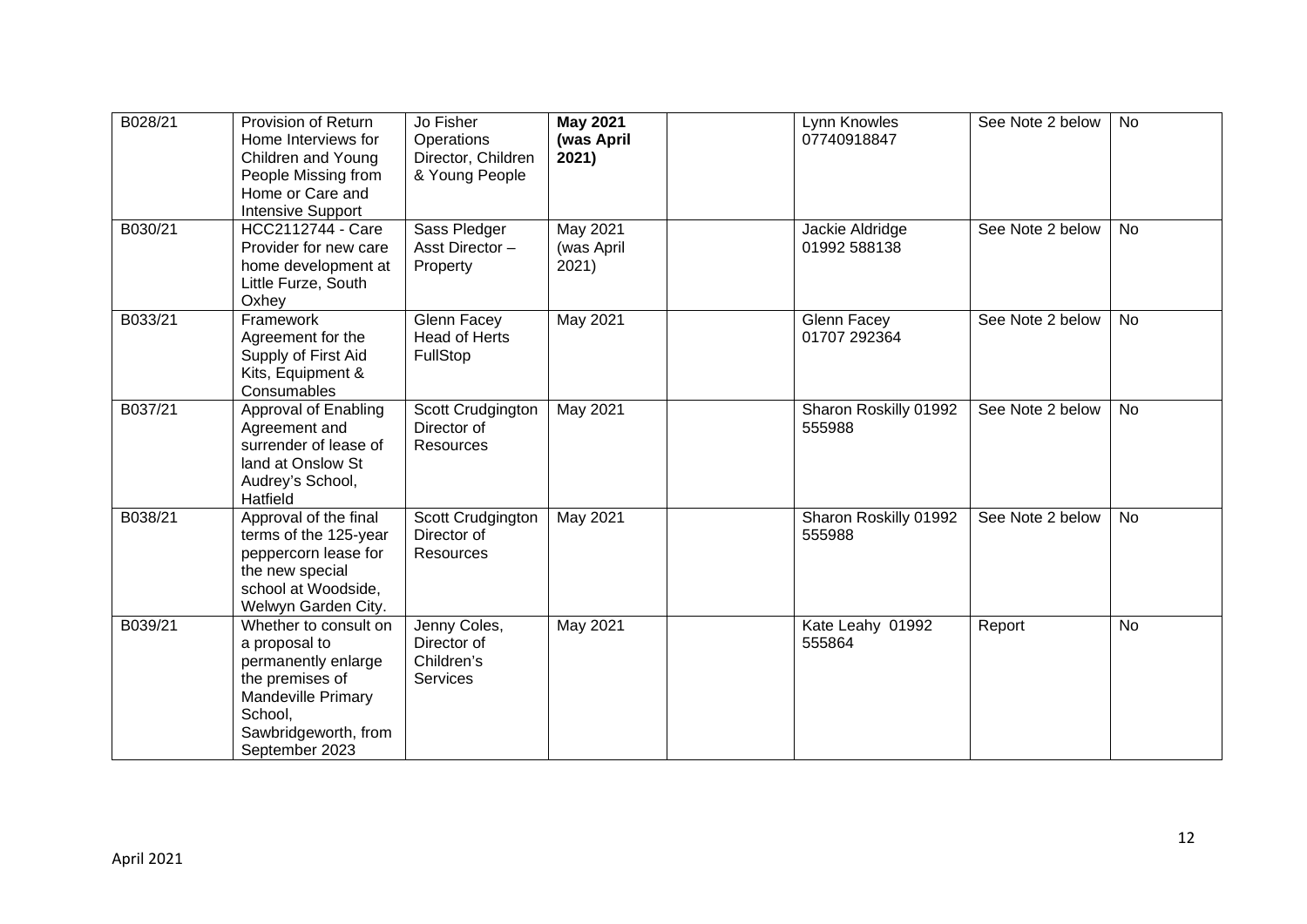| B028/21 | Provision of Return Home Interviews for Children and Young People Missing from Home or Care and Intensive Support | Jo Fisher Operations Director, Children & Young People | **May 2021 (was April 2021)** | | Lynn Knowles 07740918847 | See Note 2 below | No |
|---|---|---|---|---|---|---|---|
| B030/21 | HCC2112744 - Care Provider for new care home development at Little Furze, South Oxhey | Sass Pledger Asst Director – Property | May 2021 (was April 2021) | | Jackie Aldridge 01992 588138 | See Note 2 below | No |
| B033/21 | Framework Agreement for the Supply of First Aid Kits, Equipment & Consumables | Glenn Facey Head of Herts FullStop | May 2021 | | Glenn Facey 01707 292364 | See Note 2 below | No |
| B037/21 | Approval of Enabling Agreement and surrender of lease of land at Onslow St Audrey's School, Hatfield | Scott Crudgington Director of Resources | May 2021 | | Sharon Roskilly 01992 555988 | See Note 2 below | No |
| B038/21 | Approval of the final terms of the 125-year peppercorn lease for the new special school at Woodside, Welwyn Garden City. | Scott Crudgington Director of Resources | May 2021 | | Sharon Roskilly 01992 555988 | See Note 2 below | No |
| B039/21 | Whether to consult on a proposal to permanently enlarge the premises of Mandeville Primary School, Sawbridgeworth, from September 2023 | Jenny Coles, Director of Children's Services | May 2021 | | Kate Leahy 01992 555864 | Report | No |

April 2021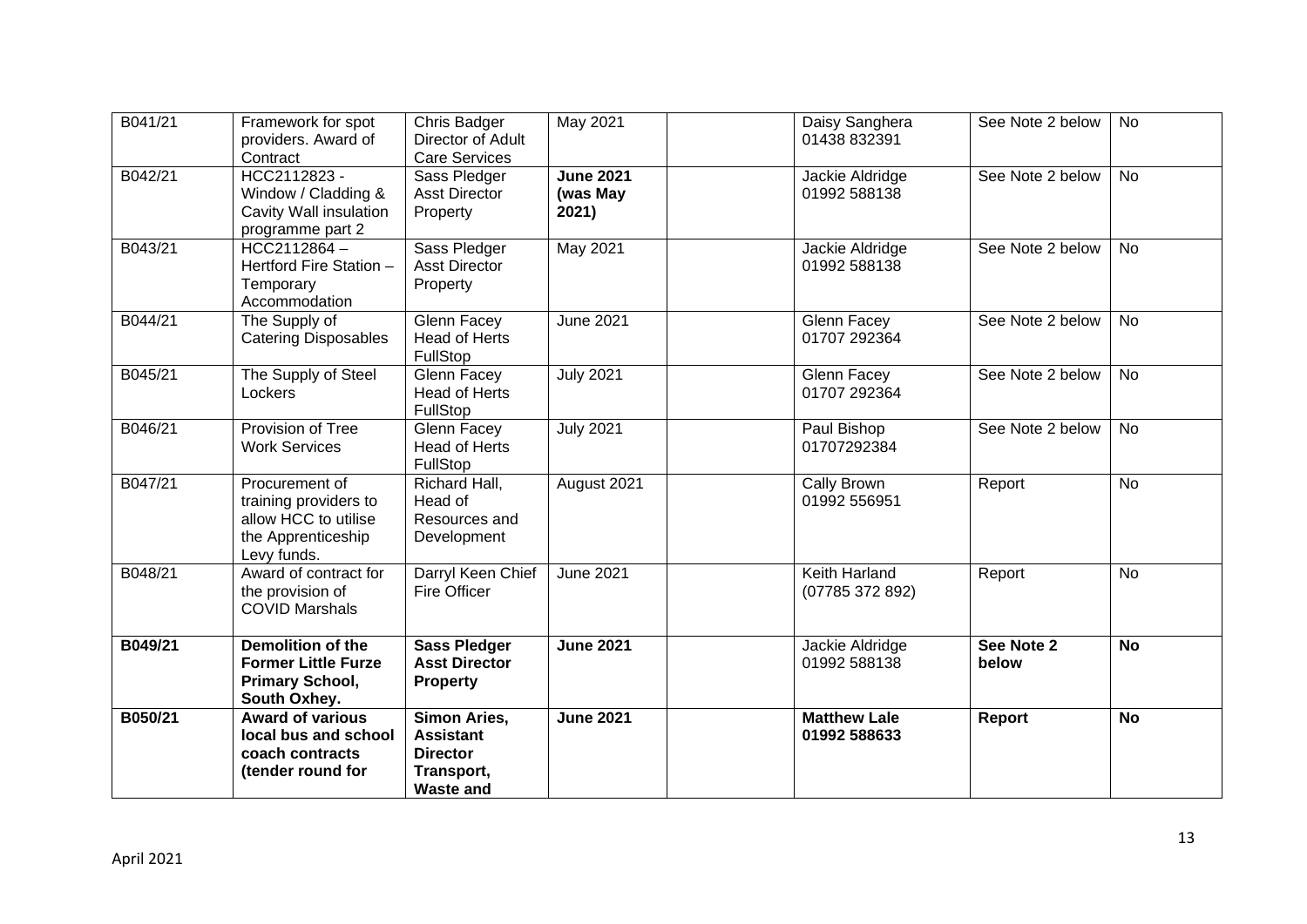| B041/21 | Framework for spot providers. Award of Contract | Chris Badger Director of Adult Care Services | May 2021 | | Daisy Sanghera 01438 832391 | See Note 2 below | No |
|---|---|---|---|---|---|---|---|
| B042/21 | HCC2112823 - Window / Cladding & Cavity Wall insulation programme part 2 | Sass Pledger Asst Director Property | **June 2021 (was May 2021)** | | Jackie Aldridge 01992 588138 | See Note 2 below | No |
| B043/21 | HCC2112864 – Hertford Fire Station – Temporary Accommodation | Sass Pledger Asst Director Property | May 2021 | | Jackie Aldridge 01992 588138 | See Note 2 below | No |
| B044/21 | The Supply of Catering Disposables | Glenn Facey Head of Herts FullStop | June 2021 | | Glenn Facey 01707 292364 | See Note 2 below | No |
| B045/21 | The Supply of Steel Lockers | Glenn Facey Head of Herts FullStop | July 2021 | | Glenn Facey 01707 292364 | See Note 2 below | No |
| B046/21 | Provision of Tree Work Services | Glenn Facey Head of Herts FullStop | July 2021 | | Paul Bishop 01707292384 | See Note 2 below | No |
| B047/21 | Procurement of training providers to allow HCC to utilise the Apprenticeship Levy funds. | Richard Hall, Head of Resources and Development | August 2021 | | Cally Brown 01992 556951 | Report | No |
| B048/21 | Award of contract for the provision of COVID Marshals | Darryl Keen Chief Fire Officer | June 2021 | | Keith Harland (07785 372 892) | Report | No |
| **B049/21** | **Demolition of the Former Little Furze Primary School, South Oxhey.** | **Sass Pledger Asst Director Property** | **June 2021** | | Jackie Aldridge 01992 588138 | **See Note 2 below** | **No** |
| **B050/21** | **Award of various local bus and school coach contracts (tender round for** | **Simon Aries, Assistant Director Transport, Waste and** | **June 2021** | | **Matthew Lale 01992 588633** | **Report** | **No** |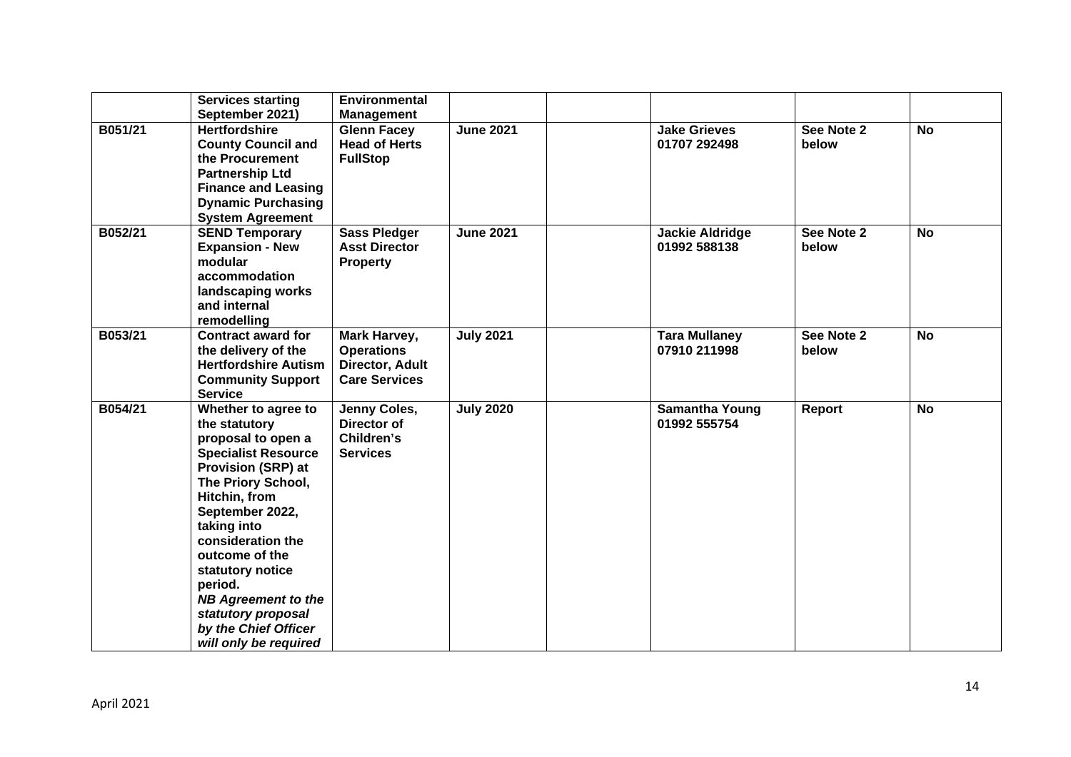| | | | | | | | |
|---|---|---|---|---|---|---|---|
| | **Services starting September 2021)** | **Environmental Management** | | | | | |
| **B051/21** | **Hertfordshire County Council and the Procurement Partnership Ltd Finance and Leasing Dynamic Purchasing System Agreement** | **Glenn Facey Head of Herts FullStop** | **June 2021** | | **Jake Grieves 01707 292498** | **See Note 2 below** | **No** |
| **B052/21** | **SEND Temporary Expansion - New modular accommodation landscaping works and internal remodelling** | **Sass Pledger Asst Director Property** | **June 2021** | | **Jackie Aldridge 01992 588138** | **See Note 2 below** | **No** |
| **B053/21** | **Contract award for the delivery of the Hertfordshire Autism Community Support Service** | **Mark Harvey, Operations Director, Adult Care Services** | **July 2021** | | **Tara Mullaney 07910 211998** | **See Note 2 below** | **No** |
| **B054/21** | **Whether to agree to the statutory proposal to open a Specialist Resource Provision (SRP) at The Priory School, Hitchin, from September 2022, taking into consideration the outcome of the statutory notice period.** ***NB Agreement to the statutory proposal by the Chief Officer will only be required*** | **Jenny Coles, Director of Children's Services** | **July 2020** | | **Samantha Young 01992 555754** | **Report** | **No** |

April 2021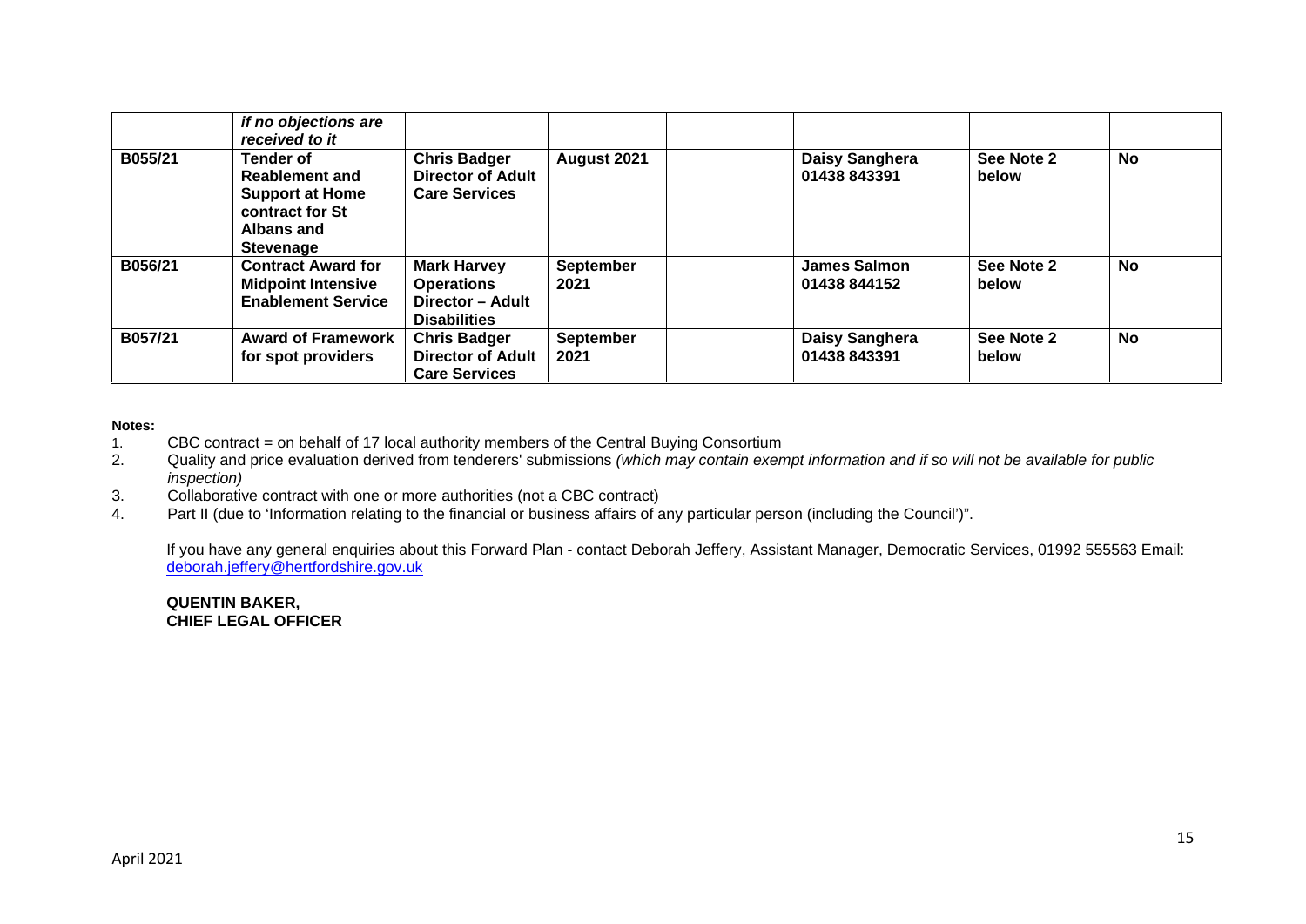|  |  |  |  |  |  |  |  |
|---|---|---|---|---|---|---|---|
|  | *if no objections are received to it* |  |  |  |  |  |  |
| **B055/21** | **Tender of Reablement and Support at Home contract for St Albans and Stevenage** | **Chris Badger Director of Adult Care Services** | **August 2021** |  | **Daisy Sanghera 01438 843391** | **See Note 2 below** | **No** |
| **B056/21** | **Contract Award for Midpoint Intensive Enablement Service** | **Mark Harvey Operations Director – Adult Disabilities** | **September 2021** |  | **James Salmon 01438 844152** | **See Note 2 below** | **No** |
| **B057/21** | **Award of Framework for spot providers** | **Chris Badger Director of Adult Care Services** | **September 2021** |  | **Daisy Sanghera 01438 843391** | **See Note 2 below** | **No** |

**Notes:**

1. CBC contract = on behalf of 17 local authority members of the Central Buying Consortium
2. Quality and price evaluation derived from tenderers' submissions *(which may contain exempt information and if so will not be available for public inspection)*
3. Collaborative contract with one or more authorities (not a CBC contract)
4. Part II (due to 'Information relating to the financial or business affairs of any particular person (including the Council')".

If you have any general enquiries about this Forward Plan - contact Deborah Jeffery, Assistant Manager, Democratic Services, 01992 555563 Email: deborah.jeffery@hertfordshire.gov.uk

**QUENTIN BAKER,**
**CHIEF LEGAL OFFICER**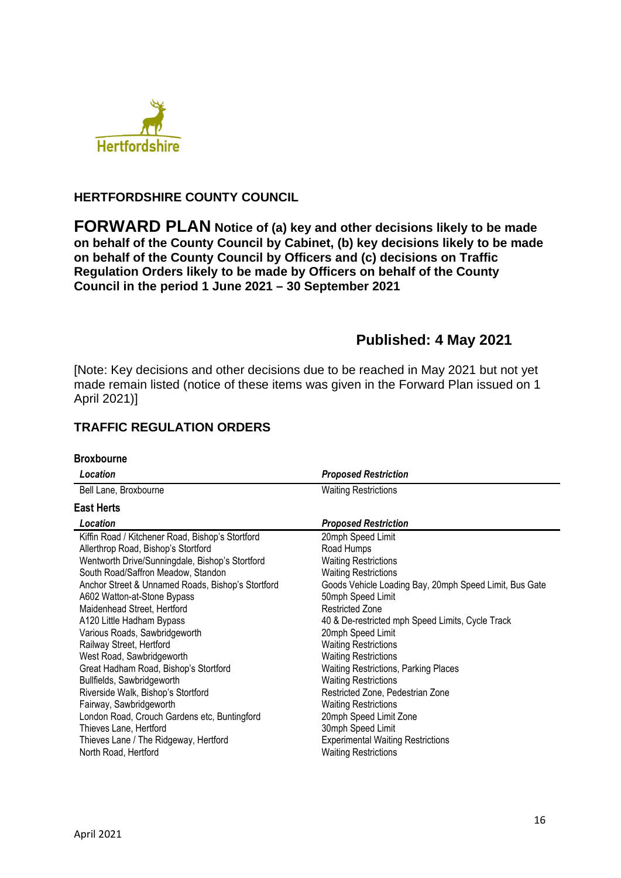**HERTFORDSHIRE COUNTY COUNCIL**

# FORWARD PLAN **Notice of (a) key and other decisions likely to be made on behalf of the County Council by Cabinet, (b) key decisions likely to be made on behalf of the County Council by Officers and (c) decisions on Traffic Regulation Orders likely to be made by Officers on behalf of the County Council in the period 1 June 2021 – 30 September 2021**

## Published: 4 May 2021

[Note: Key decisions and other decisions due to be reached in May 2021 but not yet made remain listed (notice of these items was given in the Forward Plan issued on 1 April 2021)]

## TRAFFIC REGULATION ORDERS

### Broxbourne

| *Location* | *Proposed Restriction* |
|---|---|
| Bell Lane, Broxbourne | Waiting Restrictions |

### East Herts

| *Location* | *Proposed Restriction* |
|---|---|
| Kiffin Road / Kitchener Road, Bishop's Stortford | 20mph Speed Limit |
| Allerthrop Road, Bishop's Stortford | Road Humps |
| Wentworth Drive/Sunningdale, Bishop's Stortford | Waiting Restrictions |
| South Road/Saffron Meadow, Standon | Waiting Restrictions |
| Anchor Street & Unnamed Roads, Bishop's Stortford | Goods Vehicle Loading Bay, 20mph Speed Limit, Bus Gate |
| A602 Watton-at-Stone Bypass | 50mph Speed Limit |
| Maidenhead Street, Hertford | Restricted Zone |
| A120 Little Hadham Bypass | 40 & De-restricted mph Speed Limits, Cycle Track |
| Various Roads, Sawbridgeworth | 20mph Speed Limit |
| Railway Street, Hertford | Waiting Restrictions |
| West Road, Sawbridgeworth | Waiting Restrictions |
| Great Hadham Road, Bishop's Stortford | Waiting Restrictions, Parking Places |
| Bullfields, Sawbridgeworth | Waiting Restrictions |
| Riverside Walk, Bishop's Stortford | Restricted Zone, Pedestrian Zone |
| Fairway, Sawbridgeworth | Waiting Restrictions |
| London Road, Crouch Gardens etc, Buntingford | 20mph Speed Limit Zone |
| Thieves Lane, Hertford | 30mph Speed Limit |
| Thieves Lane / The Ridgeway, Hertford | Experimental Waiting Restrictions |
| North Road, Hertford | Waiting Restrictions |

April 2021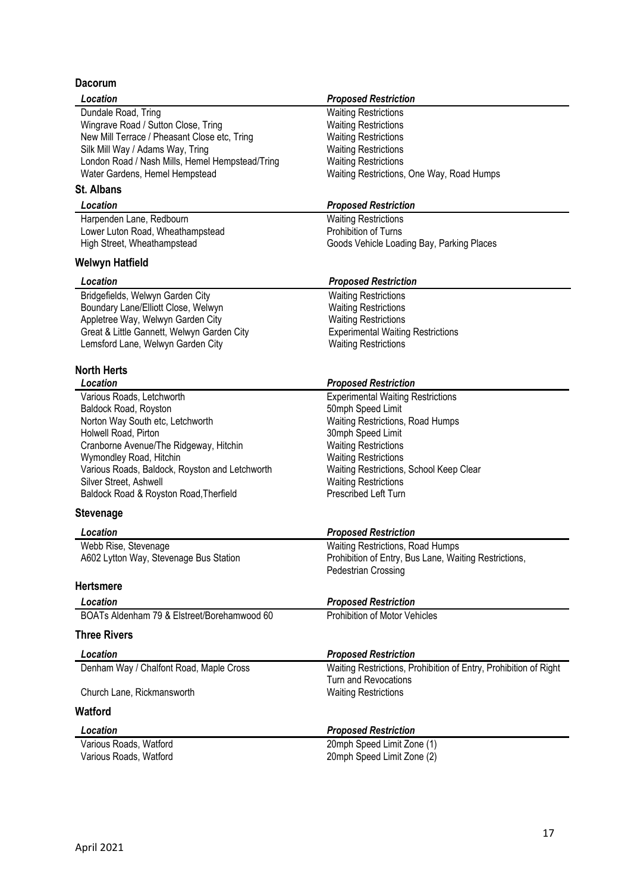**Dacorum**

| *Location* | *Proposed Restriction* |
| --- | --- |
| Dundale Road, Tring | Waiting Restrictions |
| Wingrave Road / Sutton Close, Tring | Waiting Restrictions |
| New Mill Terrace / Pheasant Close etc, Tring | Waiting Restrictions |
| Silk Mill Way / Adams Way, Tring | Waiting Restrictions |
| London Road / Nash Mills, Hemel Hempstead/Tring | Waiting Restrictions |
| Water Gardens, Hemel Hempstead | Waiting Restrictions, One Way, Road Humps |

**St. Albans**

| *Location* | *Proposed Restriction* |
| --- | --- |
| Harpenden Lane, Redbourn | Waiting Restrictions |
| Lower Luton Road, Wheathampstead | Prohibition of Turns |
| High Street, Wheathampstead | Goods Vehicle Loading Bay, Parking Places |

**Welwyn Hatfield**

| *Location* | *Proposed Restriction* |
| --- | --- |
| Bridgefields, Welwyn Garden City | Waiting Restrictions |
| Boundary Lane/Elliott Close, Welwyn | Waiting Restrictions |
| Appletree Way, Welwyn Garden City | Waiting Restrictions |
| Great & Little Gannett, Welwyn Garden City | Experimental Waiting Restrictions |
| Lemsford Lane, Welwyn Garden City | Waiting Restrictions |

**North Herts**

| *Location* | *Proposed Restriction* |
| --- | --- |
| Various Roads, Letchworth | Experimental Waiting Restrictions |
| Baldock Road, Royston | 50mph Speed Limit |
| Norton Way South etc, Letchworth | Waiting Restrictions, Road Humps |
| Holwell Road, Pirton | 30mph Speed Limit |
| Cranborne Avenue/The Ridgeway, Hitchin | Waiting Restrictions |
| Wymondley Road, Hitchin | Waiting Restrictions |
| Various Roads, Baldock, Royston and Letchworth | Waiting Restrictions, School Keep Clear |
| Silver Street, Ashwell | Waiting Restrictions |
| Baldock Road & Royston Road,Therfield | Prescribed Left Turn |

**Stevenage**

| *Location* | *Proposed Restriction* |
| --- | --- |
| Webb Rise, Stevenage | Waiting Restrictions, Road Humps |
| A602 Lytton Way, Stevenage Bus Station | Prohibition of Entry, Bus Lane, Waiting Restrictions, Pedestrian Crossing |

**Hertsmere**

| *Location* | *Proposed Restriction* |
| --- | --- |
| BOATs Aldenham 79 & Elstreet/Borehamwood 60 | Prohibition of Motor Vehicles |

**Three Rivers**

| *Location* | *Proposed Restriction* |
| --- | --- |
| Denham Way / Chalfont Road, Maple Cross | Waiting Restrictions, Prohibition of Entry, Prohibition of Right Turn and Revocations |
| Church Lane, Rickmansworth | Waiting Restrictions |

**Watford**

| *Location* | *Proposed Restriction* |
| --- | --- |
| Various Roads, Watford | 20mph Speed Limit Zone (1) |
| Various Roads, Watford | 20mph Speed Limit Zone (2) |

April 2021